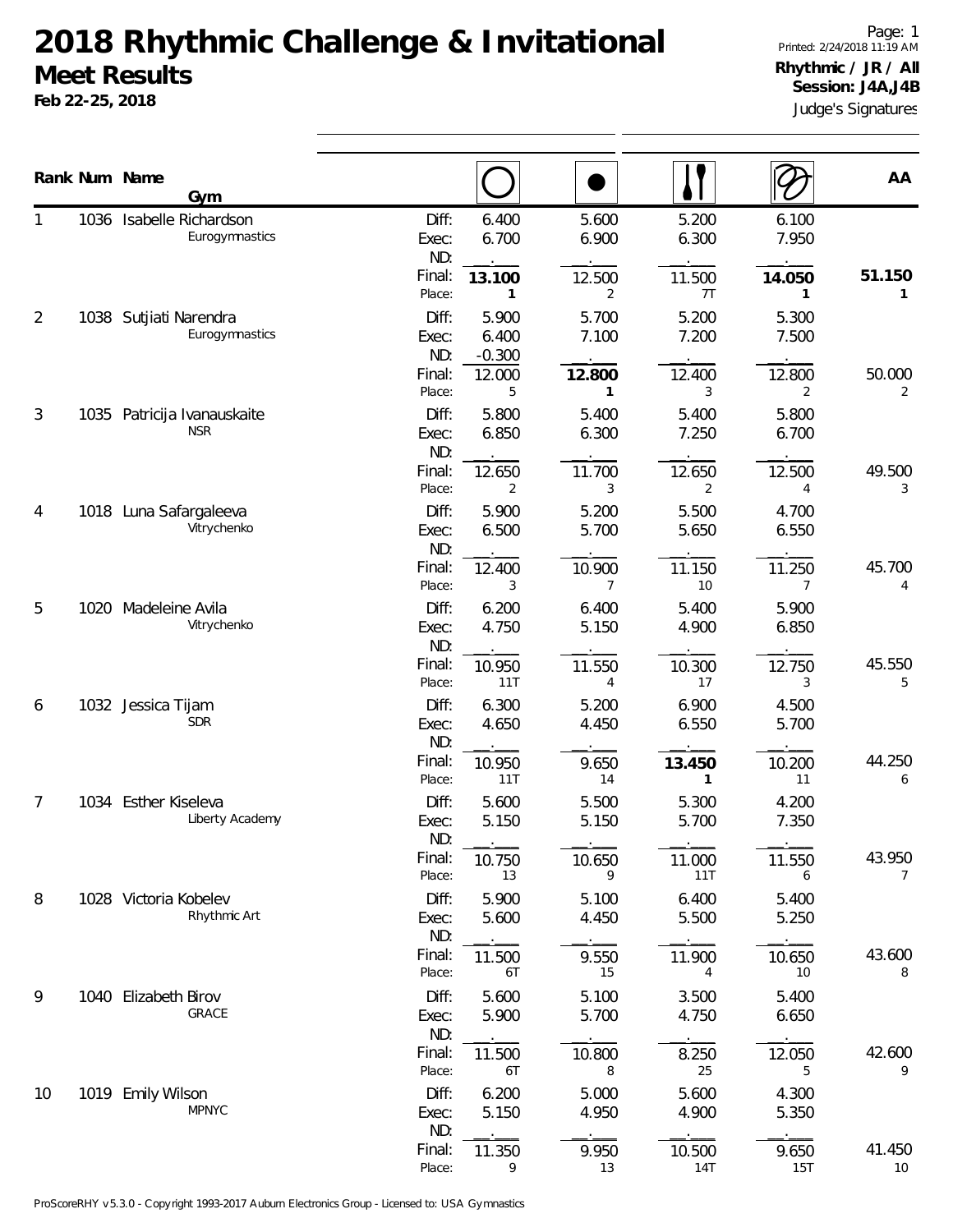# 2018 Rhythmic Challenge & Invitational

## Meet Results

**Feb 22-25, 2018**

Page: 1
Printed: 2/24/2018 11:19 AM
**Rhythmic / JR / All**
**Session: J4A,J4B**
Judge's Signatures

| Rank | Num | Name / Gym | | Hoop | Ball | Clubs | Ribbon | AA |
|---|---|---|---|---|---|---|---|---|
| 1 | 1036 | Isabelle Richardson<br>Eurogymnastics | Diff: | 6.400 | 5.600 | 5.200 | 6.100 | |
| | | | Exec: | 6.700 | 6.900 | 6.300 | 7.950 | |
| | | | ND: | | | | | |
| | | | Final: | **13.100** | 12.500 | 11.500 | **14.050** | **51.150** |
| | | | Place: | **1** | 2 | 7T | **1** | **1** |
| 2 | 1038 | Sutjiati Narendra<br>Eurogymnastics | Diff: | 5.900 | 5.700 | 5.200 | 5.300 | |
| | | | Exec: | 6.400 | 7.100 | 7.200 | 7.500 | |
| | | | ND: | -0.300 | | | | |
| | | | Final: | 12.000 | **12.800** | 12.400 | 12.800 | 50.000 |
| | | | Place: | 5 | **1** | 3 | 2 | 2 |
| 3 | 1035 | Patricija Ivanauskaite<br>NSR | Diff: | 5.800 | 5.400 | 5.400 | 5.800 | |
| | | | Exec: | 6.850 | 6.300 | 7.250 | 6.700 | |
| | | | ND: | | | | | |
| | | | Final: | 12.650 | 11.700 | 12.650 | 12.500 | 49.500 |
| | | | Place: | 2 | 3 | 2 | 4 | 3 |
| 4 | 1018 | Luna Safargaleeva<br>Vitrychenko | Diff: | 5.900 | 5.200 | 5.500 | 4.700 | |
| | | | Exec: | 6.500 | 5.700 | 5.650 | 6.550 | |
| | | | ND: | | | | | |
| | | | Final: | 12.400 | 10.900 | 11.150 | 11.250 | 45.700 |
| | | | Place: | 3 | 7 | 10 | 7 | 4 |
| 5 | 1020 | Madeleine Avila<br>Vitrychenko | Diff: | 6.200 | 6.400 | 5.400 | 5.900 | |
| | | | Exec: | 4.750 | 5.150 | 4.900 | 6.850 | |
| | | | ND: | | | | | |
| | | | Final: | 10.950 | 11.550 | 10.300 | 12.750 | 45.550 |
| | | | Place: | 11T | 4 | 17 | 3 | 5 |
| 6 | 1032 | Jessica Tijam<br>SDR | Diff: | 6.300 | 5.200 | 6.900 | 4.500 | |
| | | | Exec: | 4.650 | 4.450 | 6.550 | 5.700 | |
| | | | ND: | | | | | |
| | | | Final: | 10.950 | 9.650 | **13.450** | 10.200 | 44.250 |
| | | | Place: | 11T | 14 | **1** | 11 | 6 |
| 7 | 1034 | Esther Kiseleva<br>Liberty Academy | Diff: | 5.600 | 5.500 | 5.300 | 4.200 | |
| | | | Exec: | 5.150 | 5.150 | 5.700 | 7.350 | |
| | | | ND: | | | | | |
| | | | Final: | 10.750 | 10.650 | 11.000 | 11.550 | 43.950 |
| | | | Place: | 13 | 9 | 11T | 6 | 7 |
| 8 | 1028 | Victoria Kobelev<br>Rhythmic Art | Diff: | 5.900 | 5.100 | 6.400 | 5.400 | |
| | | | Exec: | 5.600 | 4.450 | 5.500 | 5.250 | |
| | | | ND: | | | | | |
| | | | Final: | 11.500 | 9.550 | 11.900 | 10.650 | 43.600 |
| | | | Place: | 6T | 15 | 4 | 10 | 8 |
| 9 | 1040 | Elizabeth Birov<br>GRACE | Diff: | 5.600 | 5.100 | 3.500 | 5.400 | |
| | | | Exec: | 5.900 | 5.700 | 4.750 | 6.650 | |
| | | | ND: | | | | | |
| | | | Final: | 11.500 | 10.800 | 8.250 | 12.050 | 42.600 |
| | | | Place: | 6T | 8 | 25 | 5 | 9 |
| 10 | 1019 | Emily Wilson<br>MPNYC | Diff: | 6.200 | 5.000 | 5.600 | 4.300 | |
| | | | Exec: | 5.150 | 4.950 | 4.900 | 5.350 | |
| | | | ND: | | | | | |
| | | | Final: | 11.350 | 9.950 | 10.500 | 9.650 | 41.450 |
| | | | Place: | 9 | 13 | 14T | 15T | 10 |

ProScoreRHY v5.3.0 - Copyright 1993-2017 Auburn Electronics Group - Licensed to: USA Gymnastics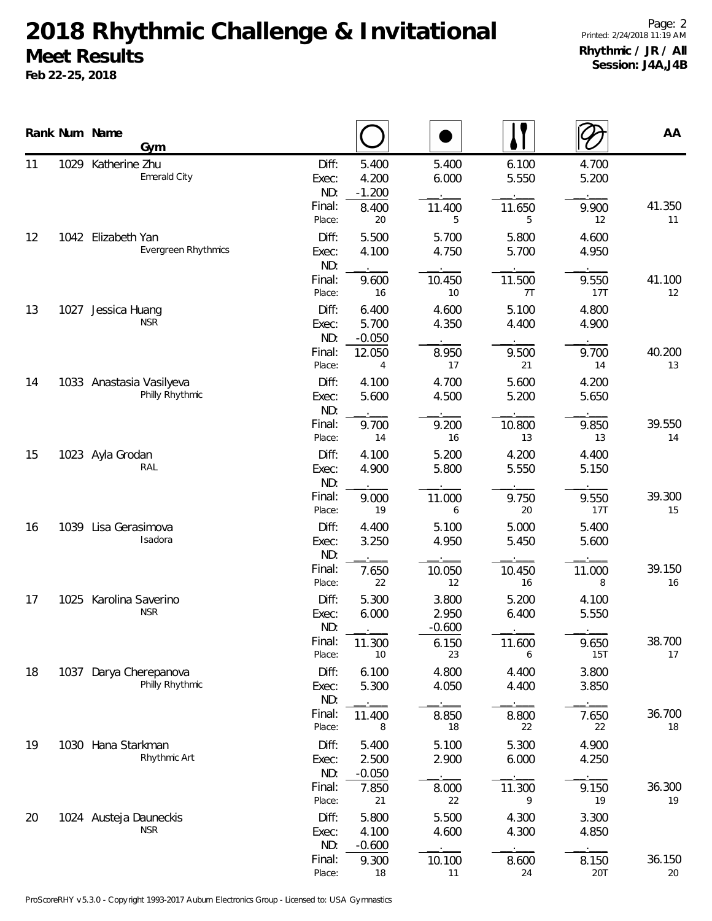# 2018 Rhythmic Challenge & Invitational

**Meet Results**

**Feb 22-25, 2018**

**Rhythmic / JR / All**
**Session: J4A,J4B**

| Rank | Num | Name / Gym | | Hoop | Ball | Clubs | Ribbon | AA |
|---|---|---|---|---|---|---|---|---|
| 11 | 1029 | Katherine Zhu<br>Emerald City | Diff: | 5.400 | 5.400 | 6.100 | 4.700 | |
| | | | Exec: | 4.200 | 6.000 | 5.550 | 5.200 | |
| | | | ND: | -1.200 | . | . | . | |
| | | | Final: | 8.400 | 11.400 | 11.650 | 9.900 | 41.350 |
| | | | Place: | 20 | 5 | 5 | 12 | 11 |
| 12 | 1042 | Elizabeth Yan<br>Evergreen Rhythmics | Diff: | 5.500 | 5.700 | 5.800 | 4.600 | |
| | | | Exec: | 4.100 | 4.750 | 5.700 | 4.950 | |
| | | | ND: | . | . | . | . | |
| | | | Final: | 9.600 | 10.450 | 11.500 | 9.550 | 41.100 |
| | | | Place: | 16 | 10 | 7T | 17T | 12 |
| 13 | 1027 | Jessica Huang<br>NSR | Diff: | 6.400 | 4.600 | 5.100 | 4.800 | |
| | | | Exec: | 5.700 | 4.350 | 4.400 | 4.900 | |
| | | | ND: | -0.050 | . | . | . | |
| | | | Final: | 12.050 | 8.950 | 9.500 | 9.700 | 40.200 |
| | | | Place: | 4 | 17 | 21 | 14 | 13 |
| 14 | 1033 | Anastasia Vasilyeva<br>Philly Rhythmic | Diff: | 4.100 | 4.700 | 5.600 | 4.200 | |
| | | | Exec: | 5.600 | 4.500 | 5.200 | 5.650 | |
| | | | ND: | . | . | . | . | |
| | | | Final: | 9.700 | 9.200 | 10.800 | 9.850 | 39.550 |
| | | | Place: | 14 | 16 | 13 | 13 | 14 |
| 15 | 1023 | Ayla Grodan<br>RAL | Diff: | 4.100 | 5.200 | 4.200 | 4.400 | |
| | | | Exec: | 4.900 | 5.800 | 5.550 | 5.150 | |
| | | | ND: | . | . | . | . | |
| | | | Final: | 9.000 | 11.000 | 9.750 | 9.550 | 39.300 |
| | | | Place: | 19 | 6 | 20 | 17T | 15 |
| 16 | 1039 | Lisa Gerasimova<br>Isadora | Diff: | 4.400 | 5.100 | 5.000 | 5.400 | |
| | | | Exec: | 3.250 | 4.950 | 5.450 | 5.600 | |
| | | | ND: | . | . | . | . | |
| | | | Final: | 7.650 | 10.050 | 10.450 | 11.000 | 39.150 |
| | | | Place: | 22 | 12 | 16 | 8 | 16 |
| 17 | 1025 | Karolina Saverino<br>NSR | Diff: | 5.300 | 3.800 | 5.200 | 4.100 | |
| | | | Exec: | 6.000 | 2.950 | 6.400 | 5.550 | |
| | | | ND: | . | -0.600 | . | . | |
| | | | Final: | 11.300 | 6.150 | 11.600 | 9.650 | 38.700 |
| | | | Place: | 10 | 23 | 6 | 15T | 17 |
| 18 | 1037 | Darya Cherepanova<br>Philly Rhythmic | Diff: | 6.100 | 4.800 | 4.400 | 3.800 | |
| | | | Exec: | 5.300 | 4.050 | 4.400 | 3.850 | |
| | | | ND: | . | . | . | . | |
| | | | Final: | 11.400 | 8.850 | 8.800 | 7.650 | 36.700 |
| | | | Place: | 8 | 18 | 22 | 22 | 18 |
| 19 | 1030 | Hana Starkman<br>Rhythmic Art | Diff: | 5.400 | 5.100 | 5.300 | 4.900 | |
| | | | Exec: | 2.500 | 2.900 | 6.000 | 4.250 | |
| | | | ND: | -0.050 | . | . | . | |
| | | | Final: | 7.850 | 8.000 | 11.300 | 9.150 | 36.300 |
| | | | Place: | 21 | 22 | 9 | 19 | 19 |
| 20 | 1024 | Austeja Dauneckis<br>NSR | Diff: | 5.800 | 5.500 | 4.300 | 3.300 | |
| | | | Exec: | 4.100 | 4.600 | 4.300 | 4.850 | |
| | | | ND: | -0.600 | . | . | . | |
| | | | Final: | 9.300 | 10.100 | 8.600 | 8.150 | 36.150 |
| | | | Place: | 18 | 11 | 24 | 20T | 20 |

ProScoreRHY v5.3.0 - Copyright 1993-2017 Auburn Electronics Group - Licensed to: USA Gymnastics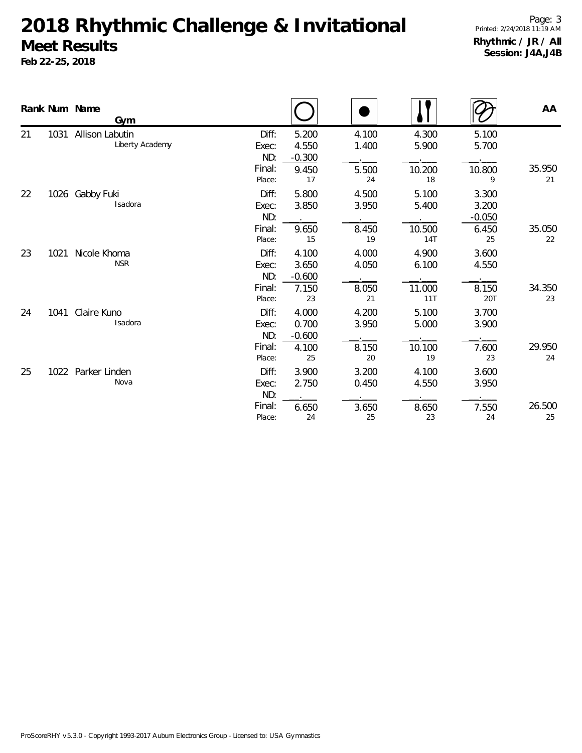# 2018 Rhythmic Challenge & Invitational

**Meet Results**

**Feb 22-25, 2018**

Printed: 2/24/2018 11:19 AM

**Rhythmic / JR / All**

**Session: J4A,J4B**

| Rank | Num | Name / Gym | | Hoop | Ball | Clubs | Ribbon | AA |
|---|---|---|---|---|---|---|---|---|
| 21 | 1031 | Allison Labutin | Diff: | 5.200 | 4.100 | 4.300 | 5.100 | |
| | | Liberty Academy | Exec: | 4.550 | 1.400 | 5.900 | 5.700 | |
| | | | ND: | -0.300 | . | . | . | |
| | | | Final: | 9.450 | 5.500 | 10.200 | 10.800 | 35.950 |
| | | | Place: | 17 | 24 | 18 | 9 | 21 |
| 22 | 1026 | Gabby Fuki | Diff: | 5.800 | 4.500 | 5.100 | 3.300 | |
| | | Isadora | Exec: | 3.850 | 3.950 | 5.400 | 3.200 | |
| | | | ND: | . | . | . | -0.050 | |
| | | | Final: | 9.650 | 8.450 | 10.500 | 6.450 | 35.050 |
| | | | Place: | 15 | 19 | 14T | 25 | 22 |
| 23 | 1021 | Nicole Khoma | Diff: | 4.100 | 4.000 | 4.900 | 3.600 | |
| | | NSR | Exec: | 3.650 | 4.050 | 6.100 | 4.550 | |
| | | | ND: | -0.600 | . | . | . | |
| | | | Final: | 7.150 | 8.050 | 11.000 | 8.150 | 34.350 |
| | | | Place: | 23 | 21 | 11T | 20T | 23 |
| 24 | 1041 | Claire Kuno | Diff: | 4.000 | 4.200 | 5.100 | 3.700 | |
| | | Isadora | Exec: | 0.700 | 3.950 | 5.000 | 3.900 | |
| | | | ND: | -0.600 | . | . | . | |
| | | | Final: | 4.100 | 8.150 | 10.100 | 7.600 | 29.950 |
| | | | Place: | 25 | 20 | 19 | 23 | 24 |
| 25 | 1022 | Parker Linden | Diff: | 3.900 | 3.200 | 4.100 | 3.600 | |
| | | Nova | Exec: | 2.750 | 0.450 | 4.550 | 3.950 | |
| | | | ND: | . | . | . | . | |
| | | | Final: | 6.650 | 3.650 | 8.650 | 7.550 | 26.500 |
| | | | Place: | 24 | 25 | 23 | 24 | 25 |

ProScoreRHY v5.3.0 - Copyright 1993-2017 Auburn Electronics Group - Licensed to: USA Gymnastics